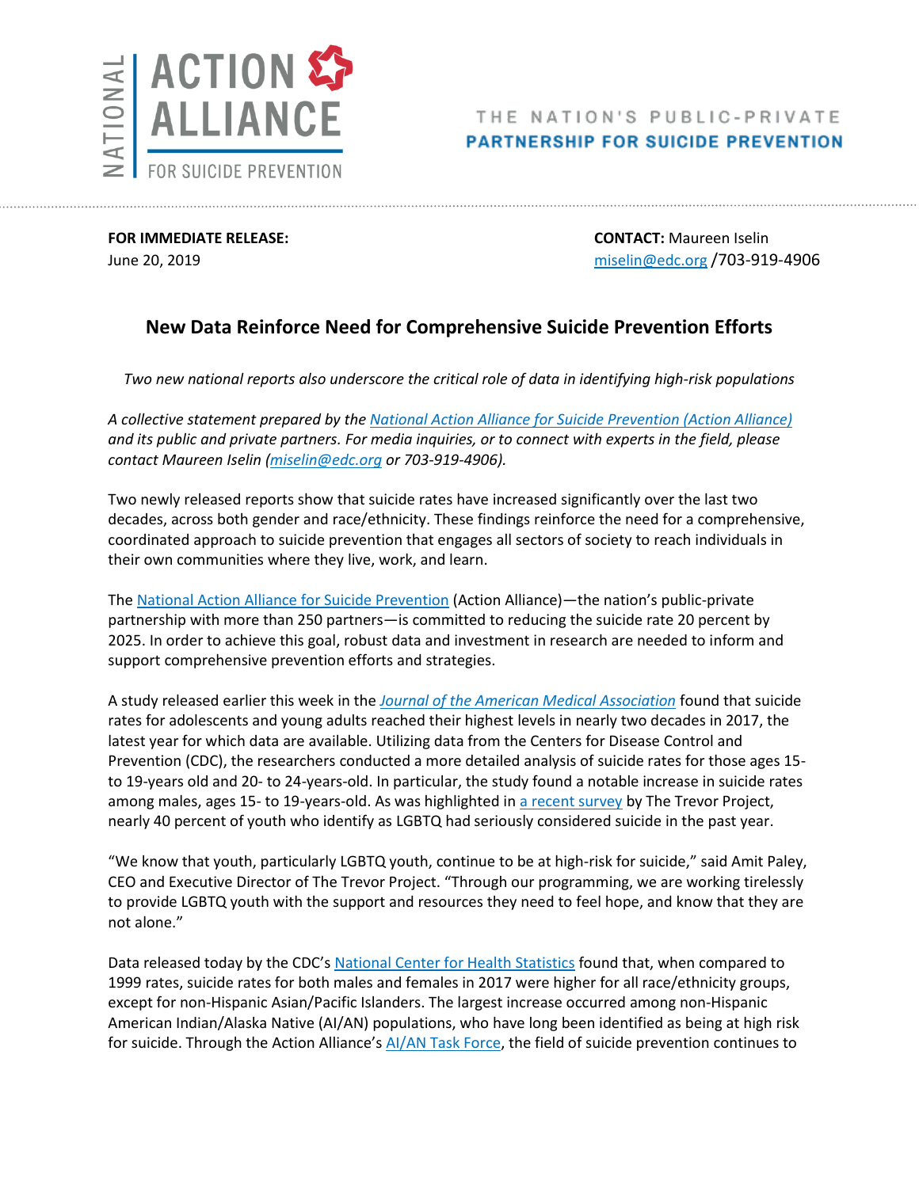NATIONAL ACTION ALLIANCE FOR SUICIDE PREVENTION

THE NATION'S PUBLIC-PRIVATE **PARTNERSHIP FOR SUICIDE PREVENTION**

**FOR IMMEDIATE RELEASE:**
June 20, 2019

**CONTACT:** Maureen Iselin
miselin@edc.org /703-919-4906

# New Data Reinforce Need for Comprehensive Suicide Prevention Efforts

*Two new national reports also underscore the critical role of data in identifying high-risk populations*

*A collective statement prepared by the National Action Alliance for Suicide Prevention (Action Alliance) and its public and private partners. For media inquiries, or to connect with experts in the field, please contact Maureen Iselin (miselin@edc.org or 703-919-4906).*

Two newly released reports show that suicide rates have increased significantly over the last two decades, across both gender and race/ethnicity. These findings reinforce the need for a comprehensive, coordinated approach to suicide prevention that engages all sectors of society to reach individuals in their own communities where they live, work, and learn.

The National Action Alliance for Suicide Prevention (Action Alliance)—the nation's public-private partnership with more than 250 partners—is committed to reducing the suicide rate 20 percent by 2025. In order to achieve this goal, robust data and investment in research are needed to inform and support comprehensive prevention efforts and strategies.

A study released earlier this week in the *Journal of the American Medical Association* found that suicide rates for adolescents and young adults reached their highest levels in nearly two decades in 2017, the latest year for which data are available. Utilizing data from the Centers for Disease Control and Prevention (CDC), the researchers conducted a more detailed analysis of suicide rates for those ages 15- to 19-years old and 20- to 24-years-old. In particular, the study found a notable increase in suicide rates among males, ages 15- to 19-years-old. As was highlighted in a recent survey by The Trevor Project, nearly 40 percent of youth who identify as LGBTQ had seriously considered suicide in the past year.

"We know that youth, particularly LGBTQ youth, continue to be at high-risk for suicide," said Amit Paley, CEO and Executive Director of The Trevor Project. "Through our programming, we are working tirelessly to provide LGBTQ youth with the support and resources they need to feel hope, and know that they are not alone."

Data released today by the CDC's National Center for Health Statistics found that, when compared to 1999 rates, suicide rates for both males and females in 2017 were higher for all race/ethnicity groups, except for non-Hispanic Asian/Pacific Islanders. The largest increase occurred among non-Hispanic American Indian/Alaska Native (AI/AN) populations, who have long been identified as being at high risk for suicide. Through the Action Alliance's AI/AN Task Force, the field of suicide prevention continues to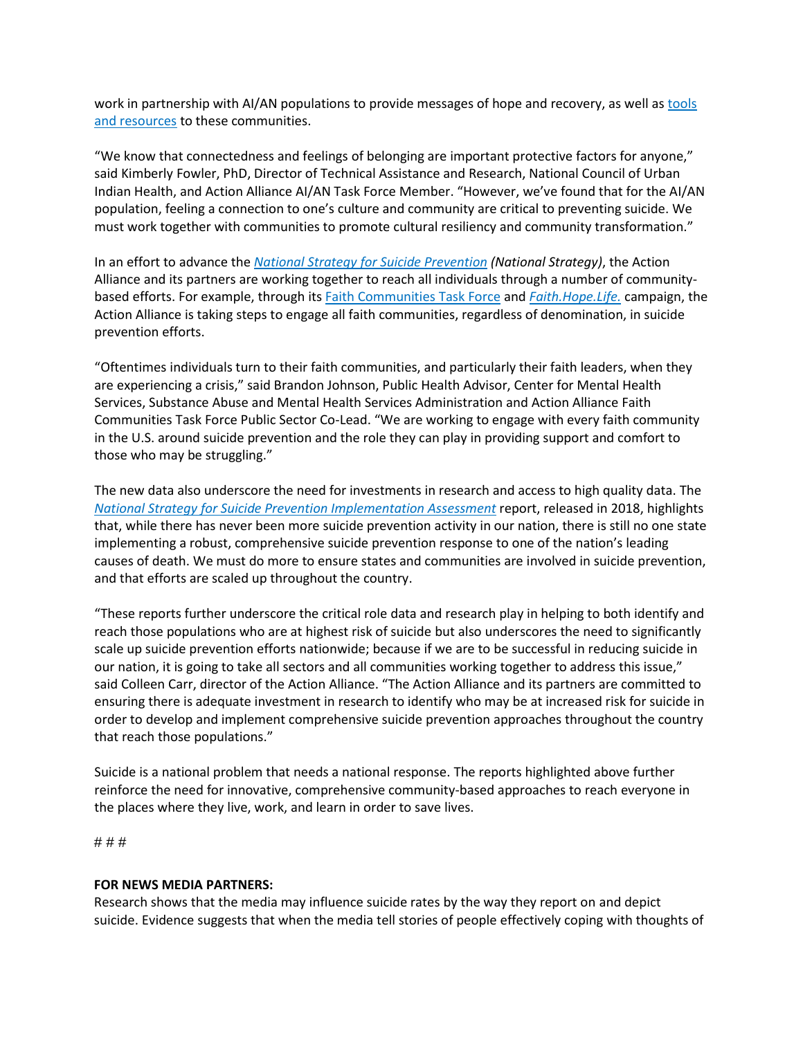work in partnership with AI/AN populations to provide messages of hope and recovery, as well as [tools and resources] to these communities.

"We know that connectedness and feelings of belonging are important protective factors for anyone," said Kimberly Fowler, PhD, Director of Technical Assistance and Research, National Council of Urban Indian Health, and Action Alliance AI/AN Task Force Member. "However, we've found that for the AI/AN population, feeling a connection to one's culture and community are critical to preventing suicide. We must work together with communities to promote cultural resiliency and community transformation."

In an effort to advance the *National Strategy for Suicide Prevention* *(National Strategy)*, the Action Alliance and its partners are working together to reach all individuals through a number of community-based efforts. For example, through its Faith Communities Task Force and *Faith.Hope.Life.* campaign, the Action Alliance is taking steps to engage all faith communities, regardless of denomination, in suicide prevention efforts.

"Oftentimes individuals turn to their faith communities, and particularly their faith leaders, when they are experiencing a crisis," said Brandon Johnson, Public Health Advisor, Center for Mental Health Services, Substance Abuse and Mental Health Services Administration and Action Alliance Faith Communities Task Force Public Sector Co-Lead. "We are working to engage with every faith community in the U.S. around suicide prevention and the role they can play in providing support and comfort to those who may be struggling."

The new data also underscore the need for investments in research and access to high quality data. The *National Strategy for Suicide Prevention Implementation Assessment* report, released in 2018, highlights that, while there has never been more suicide prevention activity in our nation, there is still no one state implementing a robust, comprehensive suicide prevention response to one of the nation's leading causes of death. We must do more to ensure states and communities are involved in suicide prevention, and that efforts are scaled up throughout the country.

"These reports further underscore the critical role data and research play in helping to both identify and reach those populations who are at highest risk of suicide but also underscores the need to significantly scale up suicide prevention efforts nationwide; because if we are to be successful in reducing suicide in our nation, it is going to take all sectors and all communities working together to address this issue," said Colleen Carr, director of the Action Alliance. "The Action Alliance and its partners are committed to ensuring there is adequate investment in research to identify who may be at increased risk for suicide in order to develop and implement comprehensive suicide prevention approaches throughout the country that reach those populations."

Suicide is a national problem that needs a national response. The reports highlighted above further reinforce the need for innovative, comprehensive community-based approaches to reach everyone in the places where they live, work, and learn in order to save lives.

# # #

**FOR NEWS MEDIA PARTNERS:**
Research shows that the media may influence suicide rates by the way they report on and depict suicide. Evidence suggests that when the media tell stories of people effectively coping with thoughts of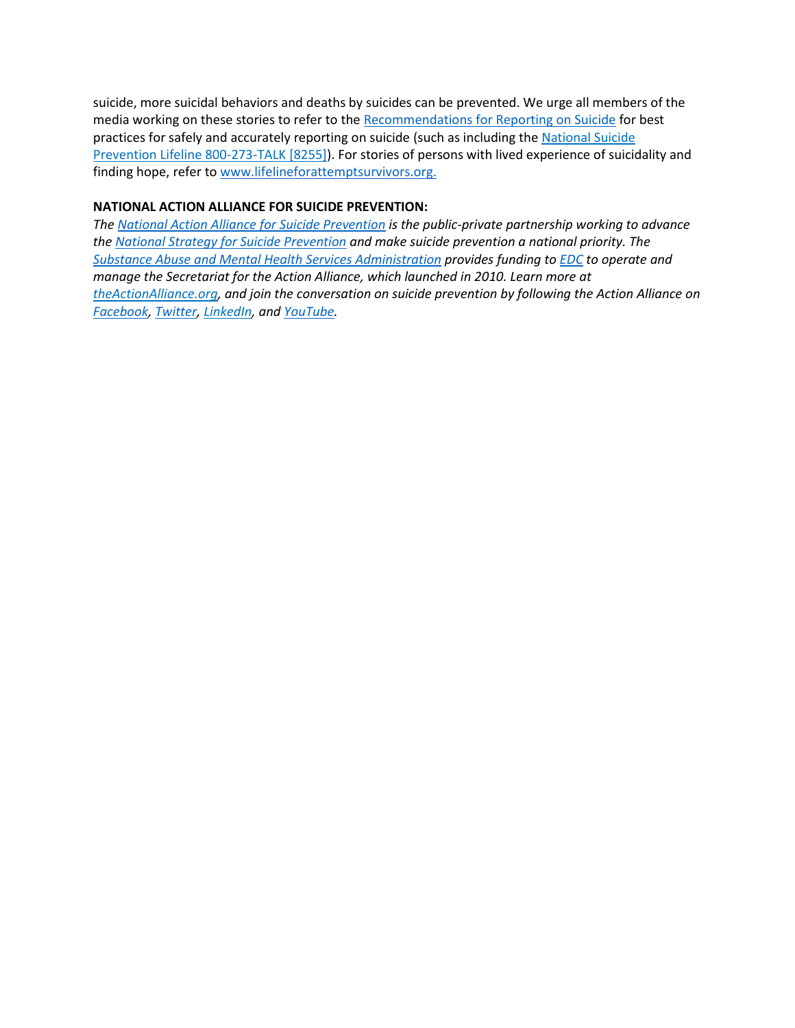suicide, more suicidal behaviors and deaths by suicides can be prevented. We urge all members of the media working on these stories to refer to the Recommendations for Reporting on Suicide for best practices for safely and accurately reporting on suicide (such as including the National Suicide Prevention Lifeline 800-273-TALK [8255]). For stories of persons with lived experience of suicidality and finding hope, refer to www.lifelineforattemptsurvivors.org.

**NATIONAL ACTION ALLIANCE FOR SUICIDE PREVENTION:**

*The National Action Alliance for Suicide Prevention is the public-private partnership working to advance the National Strategy for Suicide Prevention and make suicide prevention a national priority. The Substance Abuse and Mental Health Services Administration provides funding to EDC to operate and manage the Secretariat for the Action Alliance, which launched in 2010. Learn more at theActionAlliance.org, and join the conversation on suicide prevention by following the Action Alliance on Facebook, Twitter, LinkedIn, and YouTube.*